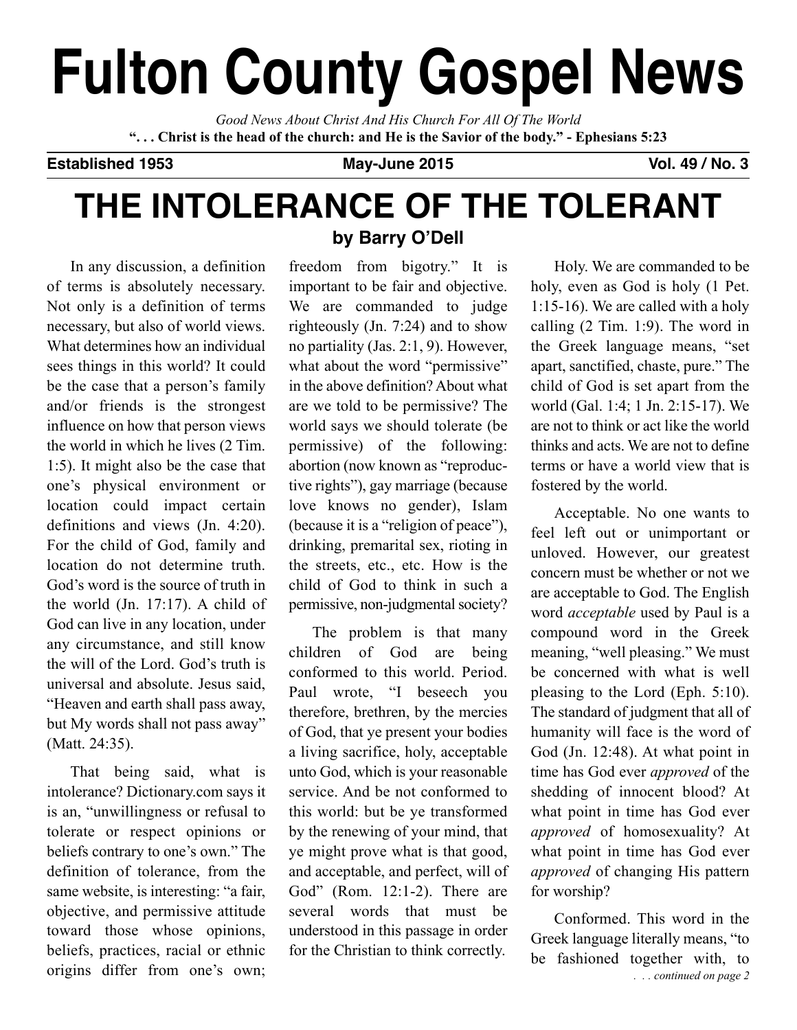# Fulton County Gospel News

*Good News About Christ And His Church For All Of The World*

**". . . Christ is the head of the church: and He is the Savior of the body." - Ephesians 5:23**

**Established 1953** **May-June 2015** **Vol. 49 / No. 3**

# THE INTOLERANCE OF THE TOLERANT

**by Barry O'Dell**

In any discussion, a definition of terms is absolutely necessary. Not only is a definition of terms necessary, but also of world views. What determines how an individual sees things in this world? It could be the case that a person's family and/or friends is the strongest influence on how that person views the world in which he lives (2 Tim. 1:5). It might also be the case that one's physical environment or location could impact certain definitions and views (Jn. 4:20). For the child of God, family and location do not determine truth. God's word is the source of truth in the world (Jn. 17:17). A child of God can live in any location, under any circumstance, and still know the will of the Lord. God's truth is universal and absolute. Jesus said, "Heaven and earth shall pass away, but My words shall not pass away" (Matt. 24:35).

That being said, what is intolerance? Dictionary.com says it is an, "unwillingness or refusal to tolerate or respect opinions or beliefs contrary to one's own." The definition of tolerance, from the same website, is interesting: "a fair, objective, and permissive attitude toward those whose opinions, beliefs, practices, racial or ethnic origins differ from one's own; freedom from bigotry." It is important to be fair and objective. We are commanded to judge righteously (Jn. 7:24) and to show no partiality (Jas. 2:1, 9). However, what about the word "permissive" in the above definition? About what are we told to be permissive? The world says we should tolerate (be permissive) of the following: abortion (now known as "reproductive rights"), gay marriage (because love knows no gender), Islam (because it is a "religion of peace"), drinking, premarital sex, rioting in the streets, etc., etc. How is the child of God to think in such a permissive, non-judgmental society?

The problem is that many children of God are being conformed to this world. Period. Paul wrote, "I beseech you therefore, brethren, by the mercies of God, that ye present your bodies a living sacrifice, holy, acceptable unto God, which is your reasonable service. And be not conformed to this world: but be ye transformed by the renewing of your mind, that ye might prove what is that good, and acceptable, and perfect, will of God" (Rom. 12:1-2). There are several words that must be understood in this passage in order for the Christian to think correctly.

Holy. We are commanded to be holy, even as God is holy (1 Pet. 1:15-16). We are called with a holy calling (2 Tim. 1:9). The word in the Greek language means, "set apart, sanctified, chaste, pure." The child of God is set apart from the world (Gal. 1:4; 1 Jn. 2:15-17). We are not to think or act like the world thinks and acts. We are not to define terms or have a world view that is fostered by the world.

Acceptable. No one wants to feel left out or unimportant or unloved. However, our greatest concern must be whether or not we are acceptable to God. The English word *acceptable* used by Paul is a compound word in the Greek meaning, "well pleasing." We must be concerned with what is well pleasing to the Lord (Eph. 5:10). The standard of judgment that all of humanity will face is the word of God (Jn. 12:48). At what point in time has God ever *approved* of the shedding of innocent blood? At what point in time has God ever *approved* of homosexuality? At what point in time has God ever *approved* of changing His pattern for worship?

Conformed. This word in the Greek language literally means, "to be fashioned together with, to

*. . . continued on page 2*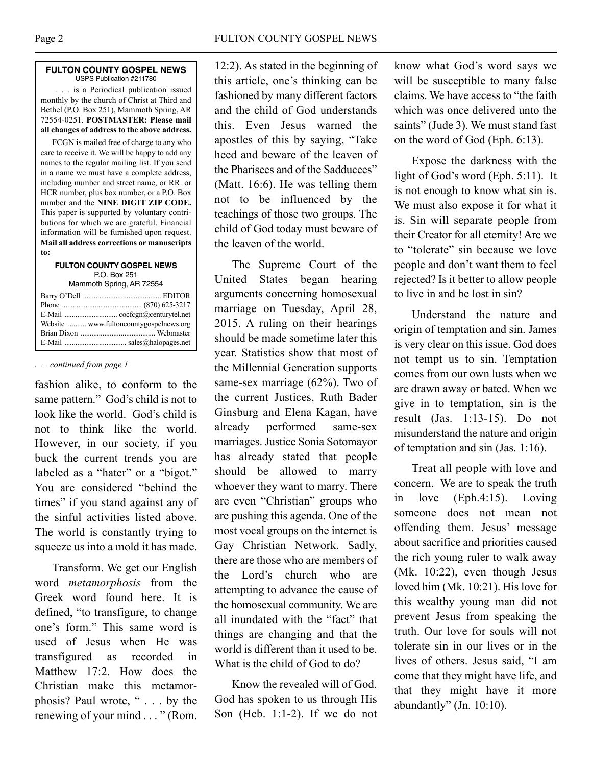**FULTON COUNTY GOSPEL NEWS**
USPS Publication #211780

. . . is a Periodical publication issued monthly by the church of Christ at Third and Bethel (P.O. Box 251), Mammoth Spring, AR 72554-0251. **POSTMASTER: Please mail all changes of address to the above address.**

FCGN is mailed free of charge to any who care to receive it. We will be happy to add any names to the regular mailing list. If you send in a name we must have a complete address, including number and street name, or RR. or HCR number, plus box number, or a P.O. Box number and the **NINE DIGIT ZIP CODE.** This paper is supported by voluntary contributions for which we are grateful. Financial information will be furnished upon request. **Mail all address corrections or manuscripts to:**

**FULTON COUNTY GOSPEL NEWS**
P.O. Box 251
Mammoth Spring, AR 72554

Barry O'Dell .......... EDITOR
Phone .......... (870) 625-3217
E-Mail .......... cocfcgn@centurytel.net
Website .......... www.fultoncountygospelnews.org
Brian Dixon .......... Webmaster
E-Mail .......... sales@halopages.net

*. . . continued from page 1*

fashion alike, to conform to the same pattern." God's child is not to look like the world. God's child is not to think like the world. However, in our society, if you buck the current trends you are labeled as a "hater" or a "bigot." You are considered "behind the times" if you stand against any of the sinful activities listed above. The world is constantly trying to squeeze us into a mold it has made.

Transform. We get our English word *metamorphosis* from the Greek word found here. It is defined, "to transfigure, to change one's form." This same word is used of Jesus when He was transfigured as recorded in Matthew 17:2. How does the Christian make this metamorphosis? Paul wrote, " . . . by the renewing of your mind . . . " (Rom. 12:2). As stated in the beginning of this article, one's thinking can be fashioned by many different factors and the child of God understands this. Even Jesus warned the apostles of this by saying, "Take heed and beware of the leaven of the Pharisees and of the Sadducees" (Matt. 16:6). He was telling them not to be influenced by the teachings of those two groups. The child of God today must beware of the leaven of the world.

The Supreme Court of the United States began hearing arguments concerning homosexual marriage on Tuesday, April 28, 2015. A ruling on their hearings should be made sometime later this year. Statistics show that most of the Millennial Generation supports same-sex marriage (62%). Two of the current Justices, Ruth Bader Ginsburg and Elena Kagan, have already performed same-sex marriages. Justice Sonia Sotomayor has already stated that people should be allowed to marry whoever they want to marry. There are even "Christian" groups who are pushing this agenda. One of the most vocal groups on the internet is Gay Christian Network. Sadly, there are those who are members of the Lord's church who are attempting to advance the cause of the homosexual community. We are all inundated with the "fact" that things are changing and that the world is different than it used to be. What is the child of God to do?

Know the revealed will of God. God has spoken to us through His Son (Heb. 1:1-2). If we do not know what God's word says we will be susceptible to many false claims. We have access to "the faith which was once delivered unto the saints" (Jude 3). We must stand fast on the word of God (Eph. 6:13).

Expose the darkness with the light of God's word (Eph. 5:11). It is not enough to know what sin is. We must also expose it for what it is. Sin will separate people from their Creator for all eternity! Are we to "tolerate" sin because we love people and don't want them to feel rejected? Is it better to allow people to live in and be lost in sin?

Understand the nature and origin of temptation and sin. James is very clear on this issue. God does not tempt us to sin. Temptation comes from our own lusts when we are drawn away or bated. When we give in to temptation, sin is the result (Jas. 1:13-15). Do not misunderstand the nature and origin of temptation and sin (Jas. 1:16).

Treat all people with love and concern. We are to speak the truth in love (Eph.4:15). Loving someone does not mean not offending them. Jesus' message about sacrifice and priorities caused the rich young ruler to walk away (Mk. 10:22), even though Jesus loved him (Mk. 10:21). His love for this wealthy young man did not prevent Jesus from speaking the truth. Our love for souls will not tolerate sin in our lives or in the lives of others. Jesus said, "I am come that they might have life, and that they might have it more abundantly" (Jn. 10:10).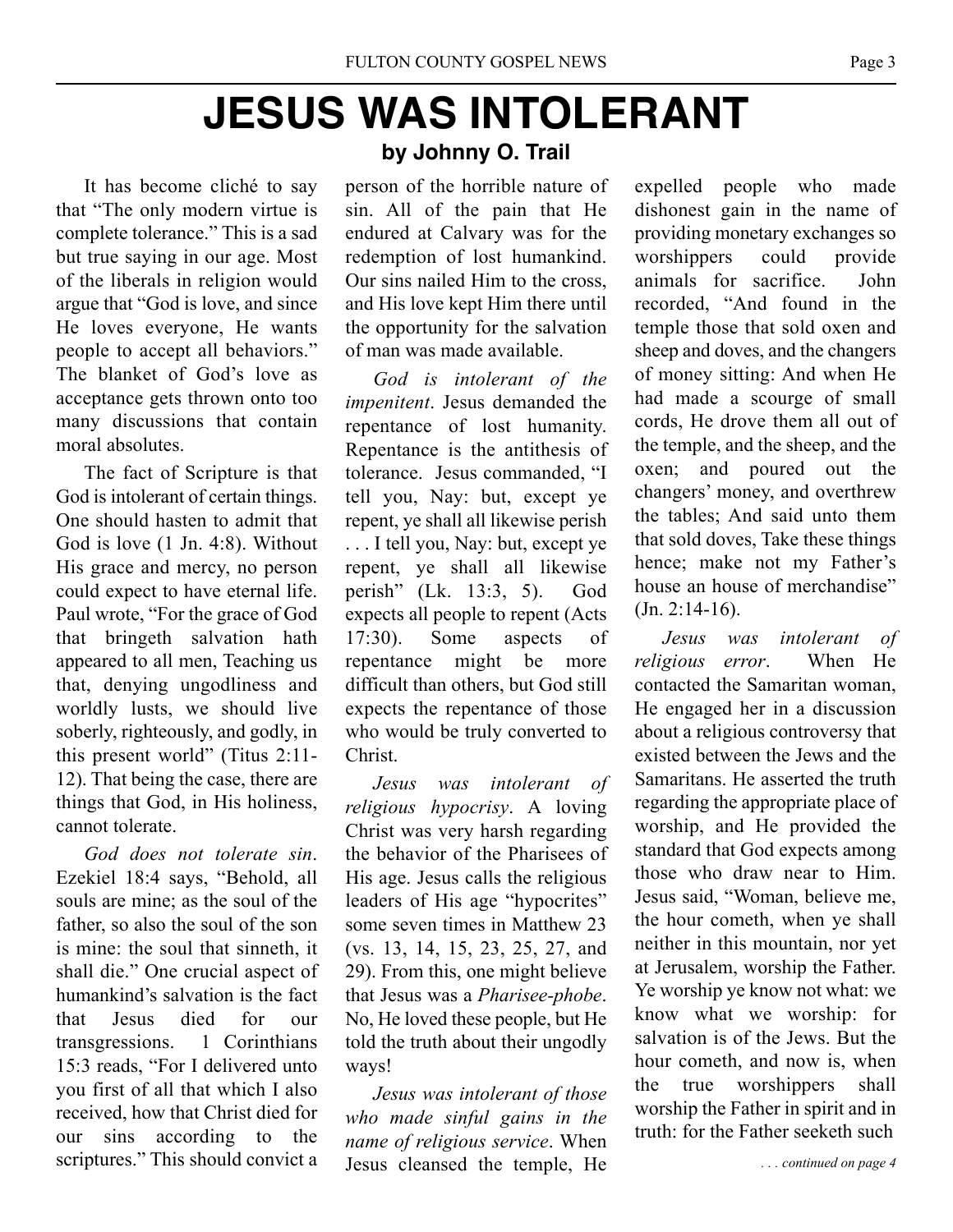# JESUS WAS INTOLERANT

**by Johnny O. Trail**

It has become cliché to say that "The only modern virtue is complete tolerance." This is a sad but true saying in our age. Most of the liberals in religion would argue that "God is love, and since He loves everyone, He wants people to accept all behaviors." The blanket of God's love as acceptance gets thrown onto too many discussions that contain moral absolutes.

The fact of Scripture is that God is intolerant of certain things. One should hasten to admit that God is love (1 Jn. 4:8). Without His grace and mercy, no person could expect to have eternal life. Paul wrote, "For the grace of God that bringeth salvation hath appeared to all men, Teaching us that, denying ungodliness and worldly lusts, we should live soberly, righteously, and godly, in this present world" (Titus 2:11-12). That being the case, there are things that God, in His holiness, cannot tolerate.

*God does not tolerate sin*. Ezekiel 18:4 says, "Behold, all souls are mine; as the soul of the father, so also the soul of the son is mine: the soul that sinneth, it shall die." One crucial aspect of humankind's salvation is the fact that Jesus died for our transgressions. 1 Corinthians 15:3 reads, "For I delivered unto you first of all that which I also received, how that Christ died for our sins according to the scriptures." This should convict a person of the horrible nature of sin. All of the pain that He endured at Calvary was for the redemption of lost humankind. Our sins nailed Him to the cross, and His love kept Him there until the opportunity for the salvation of man was made available.

*God is intolerant of the impenitent*. Jesus demanded the repentance of lost humanity. Repentance is the antithesis of tolerance. Jesus commanded, "I tell you, Nay: but, except ye repent, ye shall all likewise perish . . . I tell you, Nay: but, except ye repent, ye shall all likewise perish" (Lk. 13:3, 5). God expects all people to repent (Acts 17:30). Some aspects of repentance might be more difficult than others, but God still expects the repentance of those who would be truly converted to Christ.

*Jesus was intolerant of religious hypocrisy*. A loving Christ was very harsh regarding the behavior of the Pharisees of His age. Jesus calls the religious leaders of His age "hypocrites" some seven times in Matthew 23 (vs. 13, 14, 15, 23, 25, 27, and 29). From this, one might believe that Jesus was a *Pharisee-phobe*. No, He loved these people, but He told the truth about their ungodly ways!

*Jesus was intolerant of those who made sinful gains in the name of religious service*. When Jesus cleansed the temple, He expelled people who made dishonest gain in the name of providing monetary exchanges so worshippers could provide animals for sacrifice. John recorded, "And found in the temple those that sold oxen and sheep and doves, and the changers of money sitting: And when He had made a scourge of small cords, He drove them all out of the temple, and the sheep, and the oxen; and poured out the changers' money, and overthrew the tables; And said unto them that sold doves, Take these things hence; make not my Father's house an house of merchandise" (Jn. 2:14-16).

*Jesus was intolerant of religious error*. When He contacted the Samaritan woman, He engaged her in a discussion about a religious controversy that existed between the Jews and the Samaritans. He asserted the truth regarding the appropriate place of worship, and He provided the standard that God expects among those who draw near to Him. Jesus said, "Woman, believe me, the hour cometh, when ye shall neither in this mountain, nor yet at Jerusalem, worship the Father. Ye worship ye know not what: we know what we worship: for salvation is of the Jews. But the hour cometh, and now is, when the true worshippers shall worship the Father in spirit and in truth: for the Father seeketh such

*. . . continued on page 4*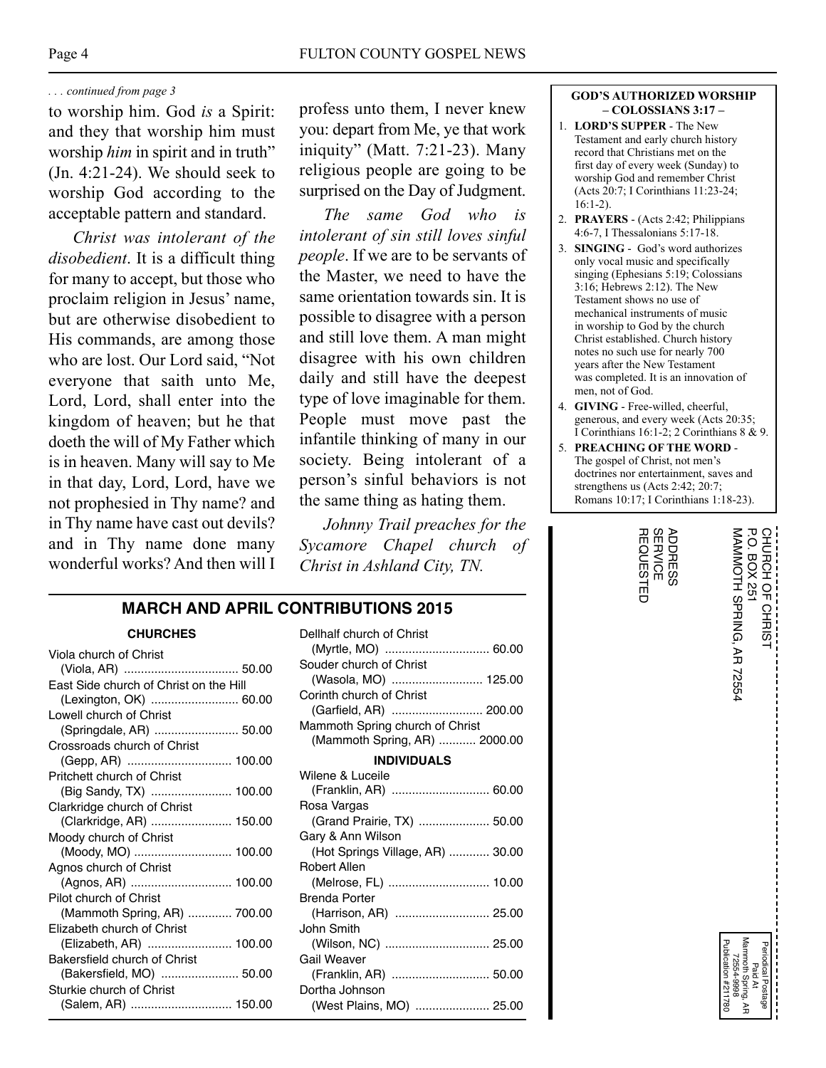*. . . continued from page 3*

to worship him. God *is* a Spirit: and they that worship him must worship *him* in spirit and in truth" (Jn. 4:21-24). We should seek to worship God according to the acceptable pattern and standard.

*Christ was intolerant of the disobedient*. It is a difficult thing for many to accept, but those who proclaim religion in Jesus' name, but are otherwise disobedient to His commands, are among those who are lost. Our Lord said, "Not everyone that saith unto Me, Lord, Lord, shall enter into the kingdom of heaven; but he that doeth the will of My Father which is in heaven. Many will say to Me in that day, Lord, Lord, have we not prophesied in Thy name? and in Thy name have cast out devils? and in Thy name done many wonderful works? And then will I profess unto them, I never knew you: depart from Me, ye that work iniquity" (Matt. 7:21-23). Many religious people are going to be surprised on the Day of Judgment.

*The same God who is intolerant of sin still loves sinful people*. If we are to be servants of the Master, we need to have the same orientation towards sin. It is possible to disagree with a person and still love them. A man might disagree with his own children daily and still have the deepest type of love imaginable for them. People must move past the infantile thinking of many in our society. Being intolerant of a person's sinful behaviors is not the same thing as hating them.

*Johnny Trail preaches for the Sycamore Chapel church of Christ in Ashland City, TN.*

**GOD'S AUTHORIZED WORSHIP – COLOSSIANS 3:17 –**

1. **LORD'S SUPPER** - The New Testament and early church history record that Christians met on the first day of every week (Sunday) to worship God and remember Christ (Acts 20:7; I Corinthians 11:23-24; 16:1-2).
2. **PRAYERS** - (Acts 2:42; Philippians 4:6-7, I Thessalonians 5:17-18.
3. **SINGING** - God's word authorizes only vocal music and specifically singing (Ephesians 5:19; Colossians 3:16; Hebrews 2:12). The New Testament shows no use of mechanical instruments of music in worship to God by the church Christ established. Church history notes no such use for nearly 700 years after the New Testament was completed. It is an innovation of men, not of God.
4. **GIVING** - Free-willed, cheerful, generous, and every week (Acts 20:35; I Corinthians 16:1-2; 2 Corinthians 8 & 9.
5. **PREACHING OF THE WORD** - The gospel of Christ, not men's doctrines nor entertainment, saves and strengthens us (Acts 2:42; 20:7; Romans 10:17; I Corinthians 1:18-23).

CHURCH OF CHRIST
P.O. BOX 251
MAMMOTH SPRING, AR 72554

ADDRESS
SERVICE
REQUESTED

Periodical Postage
Paid At
Mammoth Spring, AR
72554-9998
Publication #211780

## MARCH AND APRIL CONTRIBUTIONS 2015

### CHURCHES

| | |
|---|---|
| Viola church of Christ (Viola, AR) | 50.00 |
| East Side church of Christ on the Hill (Lexington, OK) | 60.00 |
| Lowell church of Christ (Springdale, AR) | 50.00 |
| Crossroads church of Christ (Gepp, AR) | 100.00 |
| Pritchett church of Christ (Big Sandy, TX) | 100.00 |
| Clarkridge church of Christ (Clarkridge, AR) | 150.00 |
| Moody church of Christ (Moody, MO) | 100.00 |
| Agnos church of Christ (Agnos, AR) | 100.00 |
| Pilot church of Christ (Mammoth Spring, AR) | 700.00 |
| Elizabeth church of Christ (Elizabeth, AR) | 100.00 |
| Bakersfield church of Christ (Bakersfield, MO) | 50.00 |
| Sturkie church of Christ (Salem, AR) | 150.00 |
| Dellhalf church of Christ (Myrtle, MO) | 60.00 |
| Souder church of Christ (Wasola, MO) | 125.00 |
| Corinth church of Christ (Garfield, AR) | 200.00 |
| Mammoth Spring church of Christ (Mammoth Spring, AR) | 2000.00 |

### INDIVIDUALS

| | |
|---|---|
| Wilene & Luceile (Franklin, AR) | 60.00 |
| Rosa Vargas (Grand Prairie, TX) | 50.00 |
| Gary & Ann Wilson (Hot Springs Village, AR) | 30.00 |
| Robert Allen (Melrose, FL) | 10.00 |
| Brenda Porter (Harrison, AR) | 25.00 |
| John Smith (Wilson, NC) | 25.00 |
| Gail Weaver (Franklin, AR) | 50.00 |
| Dortha Johnson (West Plains, MO) | 25.00 |